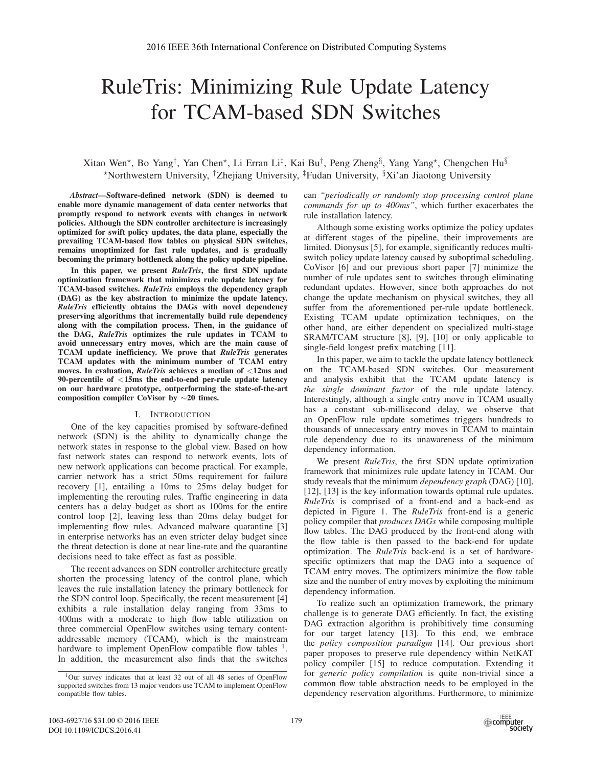# RuleTris: Minimizing Rule Update Latency for TCAM-based SDN Switches

Xitao Wen[⋆], Bo Yang[†], Yan Chen[⋆], Li Erran Li[‡], Kai Bu[†], Peng Zheng[§], Yang Yang[⋆], Chengchen Hu[§]

[⋆]Northwestern University, [†]Zhejiang University, [‡]Fudan University, [§]Xi'an Jiaotong University

***Abstract*—Software-defined network (SDN) is deemed to enable more dynamic management of data center networks that promptly respond to network events with changes in network policies. Although the SDN controller architecture is increasingly optimized for swift policy updates, the data plane, especially the prevailing TCAM-based flow tables on physical SDN switches, remains unoptimized for fast rule updates, and is gradually becoming the primary bottleneck along the policy update pipeline.**

**In this paper, we present *RuleTris*, the first SDN update optimization framework that minimizes rule update latency for TCAM-based switches. *RuleTris* employs the dependency graph (DAG) as the key abstraction to minimize the update latency. *RuleTris* efficiently obtains the DAGs with novel dependency preserving algorithms that incrementally build rule dependency along with the compilation process. Then, in the guidance of the DAG, *RuleTris* optimizes the rule updates in TCAM to avoid unnecessary entry moves, which are the main cause of TCAM update inefficiency. We prove that *RuleTris* generates TCAM updates with the minimum number of TCAM entry moves. In evaluation, *RuleTris* achieves a median of <12ms and 90-percentile of <15ms the end-to-end per-rule update latency on our hardware prototype, outperforming the state-of-the-art composition compiler CoVisor by ∼20 times.**

## I. Introduction

One of the key capacities promised by software-defined network (SDN) is the ability to dynamically change the network states in response to the global view. Based on how fast network states can respond to network events, lots of new network applications can become practical. For example, carrier network has a strict 50ms requirement for failure recovery [1], entailing a 10ms to 25ms delay budget for implementing the rerouting rules. Traffic engineering in data centers has a delay budget as short as 100ms for the entire control loop [2], leaving less than 20ms delay budget for implementing flow rules. Advanced malware quarantine [3] in enterprise networks has an even stricter delay budget since the threat detection is done at near line-rate and the quarantine decisions need to take effect as fast as possible.

The recent advances on SDN controller architecture greatly shorten the processing latency of the control plane, which leaves the rule installation latency the primary bottleneck for the SDN control loop. Specifically, the recent measurement [4] exhibits a rule installation delay ranging from 33ms to 400ms with a moderate to high flow table utilization on three commercial OpenFlow switches using ternary content-addressable memory (TCAM), which is the mainstream hardware to implement OpenFlow compatible flow tables [1]. In addition, the measurement also finds that the switches can *"periodically or randomly stop processing control plane commands for up to 400ms"*, which further exacerbates the rule installation latency.

Although some existing works optimize the policy updates at different stages of the pipeline, their improvements are limited. Dionysus [5], for example, significantly reduces multi-switch policy update latency caused by suboptimal scheduling. CoVisor [6] and our previous short paper [7] minimize the number of rule updates sent to switches through eliminating redundant updates. However, since both approaches do not change the update mechanism on physical switches, they all suffer from the aforementioned per-rule update bottleneck. Existing TCAM update optimization techniques, on the other hand, are either dependent on specialized multi-stage SRAM/TCAM structure [8], [9], [10] or only applicable to single-field longest prefix matching [11].

In this paper, we aim to tackle the update latency bottleneck on the TCAM-based SDN switches. Our measurement and analysis exhibit that the TCAM update latency is *the single dominant factor* of the rule update latency. Interestingly, although a single entry move in TCAM usually has a constant sub-millisecond delay, we observe that an OpenFlow rule update sometimes triggers hundreds to thousands of unnecessary entry moves in TCAM to maintain rule dependency due to its unawareness of the minimum dependency information.

We present *RuleTris*, the first SDN update optimization framework that minimizes rule update latency in TCAM. Our study reveals that the minimum *dependency graph* (DAG) [10], [12], [13] is the key information towards optimal rule updates. *RuleTris* is comprised of a front-end and a back-end as depicted in Figure 1. The *RuleTris* front-end is a generic policy compiler that *produces DAGs* while composing multiple flow tables. The DAG produced by the front-end along with the flow table is then passed to the back-end for update optimization. The *RuleTris* back-end is a set of hardware-specific optimizers that map the DAG into a sequence of TCAM entry moves. The optimizers minimize the flow table size and the number of entry moves by exploiting the minimum dependency information.

To realize such an optimization framework, the primary challenge is to generate DAG efficiently. In fact, the existing DAG extraction algorithm is prohibitively time consuming for our target latency [13]. To this end, we embrace the *policy composition paradigm* [14]. Our previous short paper proposes to preserve rule dependency within NetKAT policy compiler [15] to reduce computation. Extending it for *generic policy compilation* is quite non-trivial since a common flow table abstraction needs to be employed in the dependency reservation algorithms. Furthermore, to minimize

[1]Our survey indicates that at least 32 out of all 48 series of OpenFlow supported switches from 13 major vendors use TCAM to implement OpenFlow compatible flow tables.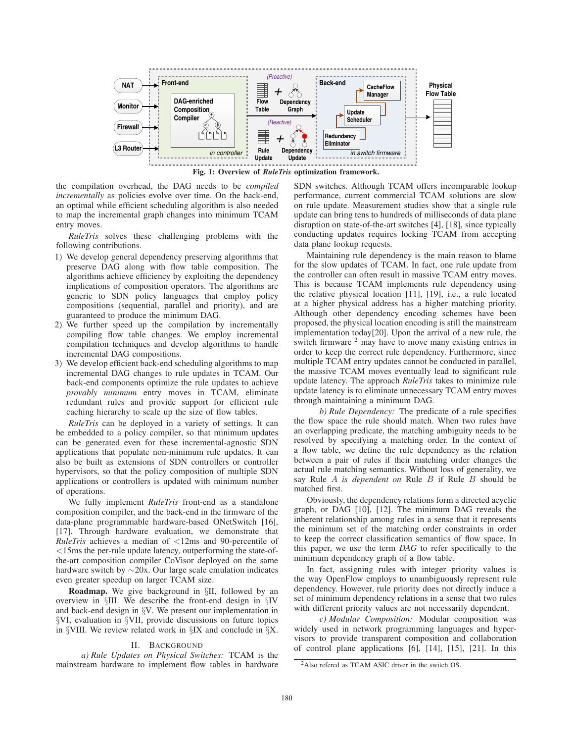Fig. 1: Overview of *RuleTris* optimization framework.

the compilation overhead, the DAG needs to be *compiled incrementally* as policies evolve over time. On the back-end, an optimal while efficient scheduling algorithm is also needed to map the incremental graph changes into minimum TCAM entry moves.

*RuleTris* solves these challenging problems with the following contributions.

1) We develop general dependency preserving algorithms that preserve DAG along with flow table composition. The algorithms achieve efficiency by exploiting the dependency implications of composition operators. The algorithms are generic to SDN policy languages that employ policy compositions (sequential, parallel and priority), and are guaranteed to produce the minimum DAG.
2) We further speed up the compilation by incrementally compiling flow table changes. We employ incremental compilation techniques and develop algorithms to handle incremental DAG compositions.
3) We develop efficient back-end scheduling algorithms to map incremental DAG changes to rule updates in TCAM. Our back-end components optimize the rule updates to achieve *provably minimum* entry moves in TCAM, eliminate redundant rules and provide support for efficient rule caching hierarchy to scale up the size of flow tables.

*RuleTris* can be deployed in a variety of settings. It can be embedded to a policy compiler, so that minimum updates can be generated even for these incremental-agnostic SDN applications that populate non-minimum rule updates. It can also be built as extensions of SDN controllers or controller hypervisors, so that the policy composition of multiple SDN applications or controllers is updated with minimum number of operations.

We fully implement *RuleTris* front-end as a standalone composition compiler, and the back-end in the firmware of the data-plane programmable hardware-based ONetSwitch [16], [17]. Through hardware evaluation, we demonstrate that *RuleTris* achieves a median of <12ms and 90-percentile of <15ms the per-rule update latency, outperforming the state-of-the-art composition compiler CoVisor deployed on the same hardware switch by ∼20x. Our large scale emulation indicates even greater speedup on larger TCAM size.

**Roadmap.** We give background in §II, followed by an overview in §III. We describe the front-end design in §IV and back-end design in §V. We present our implementation in §VI, evaluation in §VII, provide discussions on future topics in §VIII. We review related work in §IX and conclude in §X.

## II. Background

*a) Rule Updates on Physical Switches:* TCAM is the mainstream hardware to implement flow tables in hardware SDN switches. Although TCAM offers incomparable lookup performance, current commercial TCAM solutions are slow on rule update. Measurement studies show that a single rule update can bring tens to hundreds of milliseconds of data plane disruption on state-of-the-art switches [4], [18], since typically conducting updates requires locking TCAM from accepting data plane lookup requests.

Maintaining rule dependency is the main reason to blame for the slow updates of TCAM. In fact, one rule update from the controller can often result in massive TCAM entry moves. This is because TCAM implements rule dependency using the relative physical location [11], [19], i.e., a rule located at a higher physical address has a higher matching priority. Although other dependency encoding schemes have been proposed, the physical location encoding is still the mainstream implementation today[20]. Upon the arrival of a new rule, the switch firmware [2] may have to move many existing entries in order to keep the correct rule dependency. Furthermore, since multiple TCAM entry updates cannot be conducted in parallel, the massive TCAM moves eventually lead to significant rule update latency. The approach *RuleTris* takes to minimize rule update latency is to eliminate unnecessary TCAM entry moves through maintaining a minimum DAG.

*b) Rule Dependency:* The predicate of a rule specifies the flow space the rule should match. When two rules have an overlapping predicate, the matching ambiguity needs to be resolved by specifying a matching order. In the context of a flow table, we define the rule dependency as the relation between a pair of rules if their matching order changes the actual rule matching semantics. Without loss of generality, we say Rule $A$ *is dependent on* Rule $B$ if Rule $B$ should be matched first.

Obviously, the dependency relations form a directed acyclic graph, or DAG [10], [12]. The minimum DAG reveals the inherent relationship among rules in a sense that it represents the minimum set of the matching order constraints in order to keep the correct classification semantics of flow space. In this paper, we use the term *DAG* to refer specifically to the minimum dependency graph of a flow table.

In fact, assigning rules with integer priority values is the way OpenFlow employs to unambiguously represent rule dependency. However, rule priority does not directly induce a set of minimum dependency relations in a sense that two rules with different priority values are not necessarily dependent.

*c) Modular Composition:* Modular composition was widely used in network programming languages and hypervisors to provide transparent composition and collaboration of control plane applications [6], [14], [15], [21]. In this

[2] Also refered as TCAM ASIC driver in the switch OS.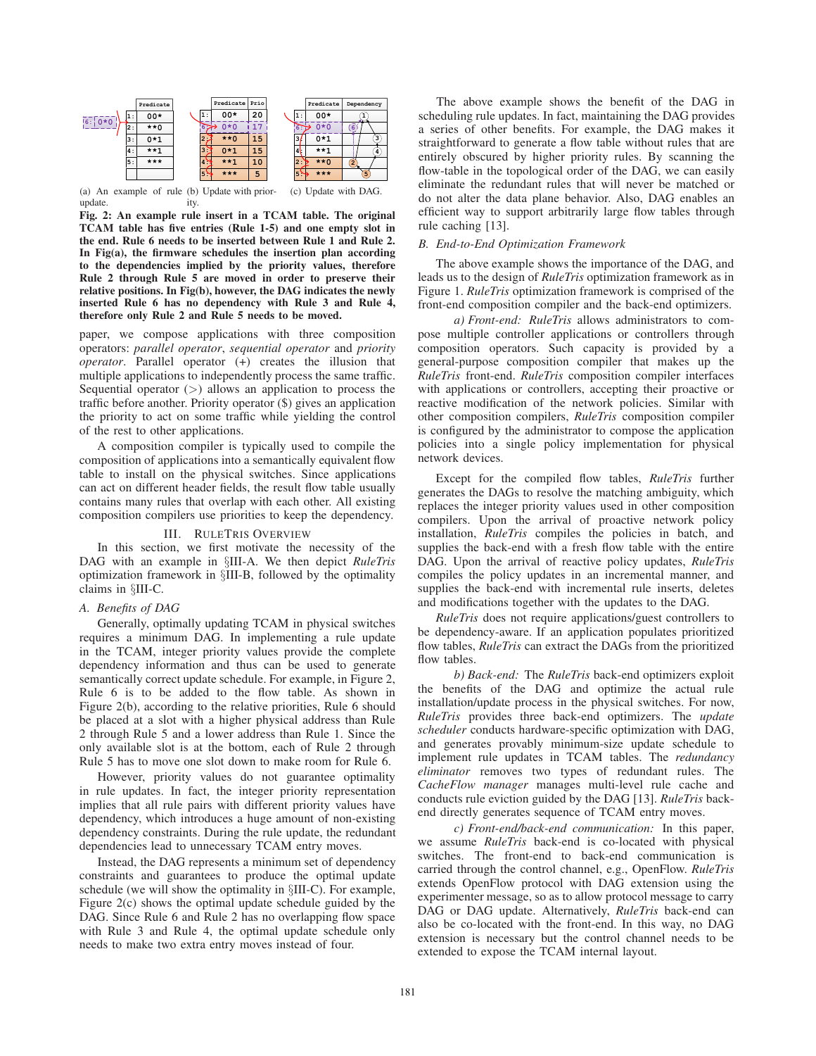| | Predicate |
|---|---|
| 1: | 00* |
| 2: | **0 |
| 3: | 0*1 |
| 4: | **1 |
| 5: | *** |
| | |

(a) An example of rule update.

| | Predicate | Prio |
|---|---|---|
| 1: | 00* | 20 |
| 6: | 0*0 | 17 |
| 2: | **0 | 15 |
| 3: | 0*1 | 15 |
| 4: | **1 | 10 |
| 5: | *** | 5 |

(b) Update with priority.

| | Predicate | Dependency |
|---|---|---|
| 1: | 00* | 1 |
| 6: | 0*0 | 6 |
| 3: | 0*1 | 3 |
| 4: | **1 | 4 |
| 2: | **0 | 2 |
| 5: | *** | 5 |

(c) Update with DAG.

**Fig. 2: An example rule insert in a TCAM table. The original TCAM table has five entries (Rule 1-5) and one empty slot in the end. Rule 6 needs to be inserted between Rule 1 and Rule 2. In Fig(a), the firmware schedules the insertion plan according to the dependencies implied by the priority values, therefore Rule 2 through Rule 5 are moved in order to preserve their relative positions. In Fig(b), however, the DAG indicates the newly inserted Rule 6 has no dependency with Rule 3 and Rule 4, therefore only Rule 2 and Rule 5 needs to be moved.**

paper, we compose applications with three composition operators: *parallel operator*, *sequential operator* and *priority operator*. Parallel operator (+) creates the illusion that multiple applications to independently process the same traffic. Sequential operator (>) allows an application to process the traffic before another. Priority operator ($) gives an application the priority to act on some traffic while yielding the control of the rest to other applications.

A composition compiler is typically used to compile the composition of applications into a semantically equivalent flow table to install on the physical switches. Since applications can act on different header fields, the result flow table usually contains many rules that overlap with each other. All existing composition compilers use priorities to keep the dependency.

## III. RuleTris Overview

In this section, we first motivate the necessity of the DAG with an example in §III-A. We then depict *RuleTris* optimization framework in §III-B, followed by the optimality claims in §III-C.

### A. Benefits of DAG

Generally, optimally updating TCAM in physical switches requires a minimum DAG. In implementing a rule update in the TCAM, integer priority values provide the complete dependency information and thus can be used to generate semantically correct update schedule. For example, in Figure 2, Rule 6 is to be added to the flow table. As shown in Figure 2(b), according to the relative priorities, Rule 6 should be placed at a slot with a higher physical address than Rule 2 through Rule 5 and a lower address than Rule 1. Since the only available slot is at the bottom, each of Rule 2 through Rule 5 has to move one slot down to make room for Rule 6.

However, priority values do not guarantee optimality in rule updates. In fact, the integer priority representation implies that all rule pairs with different priority values have dependency, which introduces a huge amount of non-existing dependency constraints. During the rule update, the redundant dependencies lead to unnecessary TCAM entry moves.

Instead, the DAG represents a minimum set of dependency constraints and guarantees to produce the optimal update schedule (we will show the optimality in §III-C). For example, Figure 2(c) shows the optimal update schedule guided by the DAG. Since Rule 6 and Rule 2 has no overlapping flow space with Rule 3 and Rule 4, the optimal update schedule only needs to make two extra entry moves instead of four.

The above example shows the benefit of the DAG in scheduling rule updates. In fact, maintaining the DAG provides a series of other benefits. For example, the DAG makes it straightforward to generate a flow table without rules that are entirely obscured by higher priority rules. By scanning the flow-table in the topological order of the DAG, we can easily eliminate the redundant rules that will never be matched or do not alter the data plane behavior. Also, DAG enables an efficient way to support arbitrarily large flow tables through rule caching [13].

### B. End-to-End Optimization Framework

The above example shows the importance of the DAG, and leads us to the design of *RuleTris* optimization framework as in Figure 1. *RuleTris* optimization framework is comprised of the front-end composition compiler and the back-end optimizers.

*a) Front-end:* *RuleTris* allows administrators to compose multiple controller applications or controllers through composition operators. Such capacity is provided by a general-purpose composition compiler that makes up the *RuleTris* front-end. *RuleTris* composition compiler interfaces with applications or controllers, accepting their proactive or reactive modification of the network policies. Similar with other composition compilers, *RuleTris* composition compiler is configured by the administrator to compose the application policies into a single policy implementation for physical network devices.

Except for the compiled flow tables, *RuleTris* further generates the DAGs to resolve the matching ambiguity, which replaces the integer priority values used in other composition compilers. Upon the arrival of proactive network policy installation, *RuleTris* compiles the policies in batch, and supplies the back-end with a fresh flow table with the entire DAG. Upon the arrival of reactive policy updates, *RuleTris* compiles the policy updates in an incremental manner, and supplies the back-end with incremental rule inserts, deletes and modifications together with the updates to the DAG.

*RuleTris* does not require applications/guest controllers to be dependency-aware. If an application populates prioritized flow tables, *RuleTris* can extract the DAGs from the prioritized flow tables.

*b) Back-end:* The *RuleTris* back-end optimizers exploit the benefits of the DAG and optimize the actual rule installation/update process in the physical switches. For now, *RuleTris* provides three back-end optimizers. The *update scheduler* conducts hardware-specific optimization with DAG, and generates provably minimum-size update schedule to implement rule updates in TCAM tables. The *redundancy eliminator* removes two types of redundant rules. The *CacheFlow manager* manages multi-level rule cache and conducts rule eviction guided by the DAG [13]. *RuleTris* back-end directly generates sequence of TCAM entry moves.

*c) Front-end/back-end communication:* In this paper, we assume *RuleTris* back-end is co-located with physical switches. The front-end to back-end communication is carried through the control channel, e.g., OpenFlow. *RuleTris* extends OpenFlow protocol with DAG extension using the experimenter message, so as to allow protocol message to carry DAG or DAG update. Alternatively, *RuleTris* back-end can also be co-located with the front-end. In this way, no DAG extension is necessary but the control channel needs to be extended to expose the TCAM internal layout.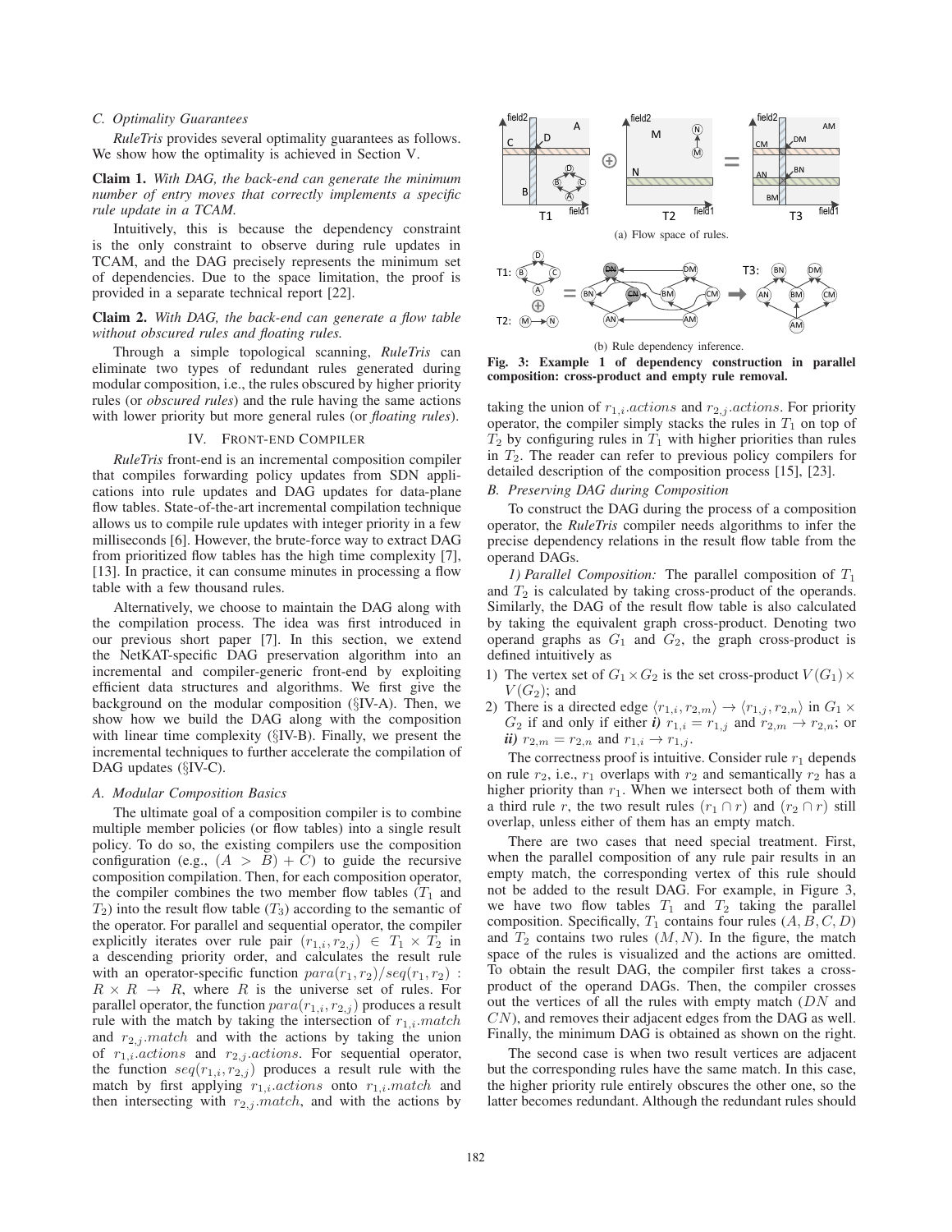### C. Optimality Guarantees

*RuleTris* provides several optimality guarantees as follows. We show how the optimality is achieved in Section V.

**Claim 1.** *With DAG, the back-end can generate the minimum number of entry moves that correctly implements a specific rule update in a TCAM.*

Intuitively, this is because the dependency constraint is the only constraint to observe during rule updates in TCAM, and the DAG precisely represents the minimum set of dependencies. Due to the space limitation, the proof is provided in a separate technical report [22].

**Claim 2.** *With DAG, the back-end can generate a flow table without obscured rules and floating rules.*

Through a simple topological scanning, *RuleTris* can eliminate two types of redundant rules generated during modular composition, i.e., the rules obscured by higher priority rules (or *obscured rules*) and the rule having the same actions with lower priority but more general rules (or *floating rules*).

## IV. Front-end Compiler

*RuleTris* front-end is an incremental composition compiler that compiles forwarding policy updates from SDN applications into rule updates and DAG updates for data-plane flow tables. State-of-the-art incremental compilation technique allows us to compile rule updates with integer priority in a few milliseconds [6]. However, the brute-force way to extract DAG from prioritized flow tables has the high time complexity [7], [13]. In practice, it can consume minutes in processing a flow table with a few thousand rules.

Alternatively, we choose to maintain the DAG along with the compilation process. The idea was first introduced in our previous short paper [7]. In this section, we extend the NetKAT-specific DAG preservation algorithm into an incremental and compiler-generic front-end by exploiting efficient data structures and algorithms. We first give the background on the modular composition (§IV-A). Then, we show how we build the DAG along with the composition with linear time complexity (§IV-B). Finally, we present the incremental techniques to further accelerate the compilation of DAG updates (§IV-C).

### A. Modular Composition Basics

The ultimate goal of a composition compiler is to combine multiple member policies (or flow tables) into a single result policy. To do so, the existing compilers use the composition configuration (e.g., $(A > B) + C$) to guide the recursive composition compilation. Then, for each composition operator, the compiler combines the two member flow tables ($T_1$ and $T_2$) into the result flow table ($T_3$) according to the semantic of the operator. For parallel and sequential operator, the compiler explicitly iterates over rule pair $(r_{1,i}, r_{2,j}) \in T_1 \times T_2$ in a descending priority order, and calculates the result rule with an operator-specific function $para(r_1, r_2)/seq(r_1, r_2)$ : $R \times R \rightarrow R$, where $R$ is the universe set of rules. For parallel operator, the function $para(r_{1,i}, r_{2,j})$ produces a result rule with the match by taking the intersection of $r_{1,i}.match$ and $r_{2,j}.match$ and with the actions by taking the union of $r_{1,i}.actions$ and $r_{2,j}.actions$. For sequential operator, the function $seq(r_{1,i}, r_{2,j})$ produces a result rule with the match by first applying $r_{1,i}.actions$ onto $r_{1,i}.match$ and then intersecting with $r_{2,j}.match$, and with the actions by taking the union of $r_{1,i}.actions$ and $r_{2,j}.actions$. For priority operator, the compiler simply stacks the rules in $T_1$ on top of $T_2$ by configuring rules in $T_1$ with higher priorities than rules in $T_2$. The reader can refer to previous policy compilers for detailed description of the composition process [15], [23].

(a) Flow space of rules.

(b) Rule dependency inference.

**Fig. 3: Example 1 of dependency construction in parallel composition: cross-product and empty rule removal.**

### B. Preserving DAG during Composition

To construct the DAG during the process of a composition operator, the *RuleTris* compiler needs algorithms to infer the precise dependency relations in the result flow table from the operand DAGs.

*1) Parallel Composition:* The parallel composition of $T_1$ and $T_2$ is calculated by taking cross-product of the operands. Similarly, the DAG of the result flow table is also calculated by taking the equivalent graph cross-product. Denoting two operand graphs as $G_1$ and $G_2$, the graph cross-product is defined intuitively as

1) The vertex set of $G_1 \times G_2$ is the set cross-product $V(G_1) \times V(G_2)$; and
2) There is a directed edge $\langle r_{1,i}, r_{2,m} \rangle \rightarrow \langle r_{1,j}, r_{2,n} \rangle$ in $G_1 \times G_2$ if and only if either ***i)*** $r_{1,i} = r_{1,j}$ and $r_{2,m} \rightarrow r_{2,n}$; or ***ii)*** $r_{2,m} = r_{2,n}$ and $r_{1,i} \rightarrow r_{1,j}$.

The correctness proof is intuitive. Consider rule $r_1$ depends on rule $r_2$, i.e., $r_1$ overlaps with $r_2$ and semantically $r_2$ has a higher priority than $r_1$. When we intersect both of them with a third rule $r$, the two result rules $(r_1 \cap r)$ and $(r_2 \cap r)$ still overlap, unless either of them has an empty match.

There are two cases that need special treatment. First, when the parallel composition of any rule pair results in an empty match, the corresponding vertex of this rule should not be added to the result DAG. For example, in Figure 3, we have two flow tables $T_1$ and $T_2$ taking the parallel composition. Specifically, $T_1$ contains four rules $(A, B, C, D)$ and $T_2$ contains two rules $(M, N)$. In the figure, the match space of the rules is visualized and the actions are omitted. To obtain the result DAG, the compiler first takes a cross-product of the operand DAGs. Then, the compiler crosses out the vertices of all the rules with empty match ($DN$ and $CN$), and removes their adjacent edges from the DAG as well. Finally, the minimum DAG is obtained as shown on the right.

The second case is when two result vertices are adjacent but the corresponding rules have the same match. In this case, the higher priority rule entirely obscures the other one, so the latter becomes redundant. Although the redundant rules should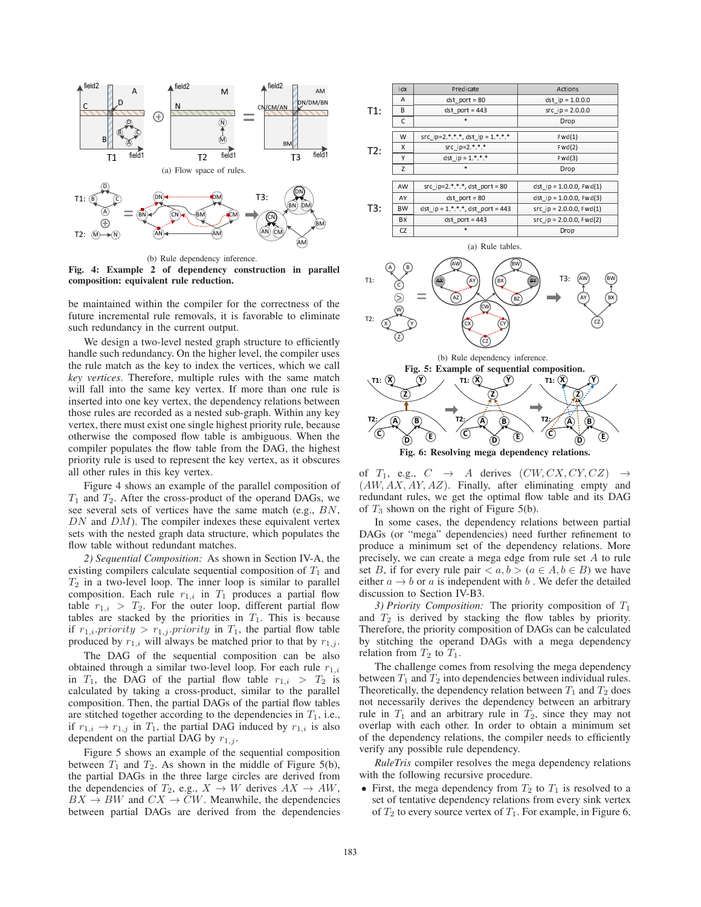(a) Flow space of rules.

(b) Rule dependency inference.

**Fig. 4: Example 2 of dependency construction in parallel composition: equivalent rule reduction.**

be maintained within the compiler for the correctness of the future incremental rule removals, it is favorable to eliminate such redundancy in the current output.

We design a two-level nested graph structure to efficiently handle such redundancy. On the higher level, the compiler uses the rule match as the key to index the vertices, which we call *key vertices*. Therefore, multiple rules with the same match will fall into the same key vertex. If more than one rule is inserted into one key vertex, the dependency relations between those rules are recorded as a nested sub-graph. Within any key vertex, there must exist one single highest priority rule, because otherwise the composed flow table is ambiguous. When the compiler populates the flow table from the DAG, the highest priority rule is used to represent the key vertex, as it obscures all other rules in this key vertex.

Figure 4 shows an example of the parallel composition of $T_1$ and $T_2$. After the cross-product of the operand DAGs, we see several sets of vertices have the same match (e.g., $BN$, $DN$ and $DM$). The compiler indexes these equivalent vertex sets with the nested graph data structure, which populates the flow table without redundant matches.

*2) Sequential Composition:* As shown in Section IV-A, the existing compilers calculate sequential composition of $T_1$ and $T_2$ in a two-level loop. The inner loop is similar to parallel composition. Each rule $r_{1,i}$ in $T_1$ produces a partial flow table $r_{1,i} > T_2$. For the outer loop, different partial flow tables are stacked by the priorities in $T_1$. This is because if $r_{1,i}.priority > r_{1,j}.priority$ in $T_1$, the partial flow table produced by $r_{1,i}$ will always be matched prior to that by $r_{1,j}$.

The DAG of the sequential composition can be also obtained through a similar two-level loop. For each rule $r_{1,i}$ in $T_1$, the DAG of the partial flow table $r_{1,i} > T_2$ is calculated by taking a cross-product, similar to the parallel composition. Then, the partial DAGs of the partial flow tables are stitched together according to the dependencies in $T_1$, i.e., if $r_{1,i} \rightarrow r_{1,j}$ in $T_1$, the partial DAG induced by $r_{1,i}$ is also dependent on the partial DAG by $r_{1,j}$.

Figure 5 shows an example of the sequential composition between $T_1$ and $T_2$. As shown in the middle of Figure 5(b), the partial DAGs in the three large circles are derived from the dependencies of $T_2$, e.g., $X \rightarrow W$ derives $AX \rightarrow AW$, $BX \rightarrow BW$ and $CX \rightarrow CW$. Meanwhile, the dependencies between partial DAGs are derived from the dependencies

| | idx | Predicate | Actions |
|---|---|---|---|
| T1: | A | dst_port = 80 | dst_ip = 1.0.0.0 |
| | B | dst_port = 443 | src_ip = 2.0.0.0 |
| | C | * | Drop |
| T2: | W | src_ip=2.*.*.*, dst_ip = 1.*.*.* | Fwd(1) |
| | X | src_ip=2.*.*.* | Fwd(2) |
| | Y | dst_ip = 1.*.*.* | Fwd(3) |
| | Z | * | Drop |
| T3: | AW | src_ip=2.*.*.*, dst_port = 80 | dst_ip = 1.0.0.0, Fwd(1) |
| | AY | dst_port = 80 | dst_ip = 1.0.0.0, Fwd(3) |
| | BW | dst_ip = 1.*.*.*, dst_port = 443 | src_ip = 2.0.0.0, Fwd(1) |
| | BX | dst_port = 443 | src_ip = 2.0.0.0, Fwd(2) |
| | CZ | * | Drop |

(a) Rule tables.

(b) Rule dependency inference.

**Fig. 5: Example of sequential composition.**

**Fig. 6: Resolving mega dependency relations.**

of $T_1$, e.g., $C \rightarrow A$ derives $(CW, CX, CY, CZ) \rightarrow (AW, AX, AY, AZ)$. Finally, after eliminating empty and redundant rules, we get the optimal flow table and its DAG of $T_3$ shown on the right of Figure 5(b).

In some cases, the dependency relations between partial DAGs (or "mega" dependencies) need further refinement to produce a minimum set of the dependency relations. More precisely, we can create a mega edge from rule set $A$ to rule set $B$, if for every rule pair $< a, b >$ $(a \in A, b \in B)$ we have either $a \rightarrow b$ or $a$ is independent with $b$ . We defer the detailed discussion to Section IV-B3.

*3) Priority Composition:* The priority composition of $T_1$ and $T_2$ is derived by stacking the flow tables by priority. Therefore, the priority composition of DAGs can be calculated by stitching the operand DAGs with a mega dependency relation from $T_2$ to $T_1$.

The challenge comes from resolving the mega dependency between $T_1$ and $T_2$ into dependencies between individual rules. Theoretically, the dependency relation between $T_1$ and $T_2$ does not necessarily derives the dependency between an arbitrary rule in $T_1$ and an arbitrary rule in $T_2$, since they may not overlap with each other. In order to obtain a minimum set of the dependency relations, the compiler needs to efficiently verify any possible rule dependency.

*RuleTris* compiler resolves the mega dependency relations with the following recursive procedure.

- First, the mega dependency from $T_2$ to $T_1$ is resolved to a set of tentative dependency relations from every sink vertex of $T_2$ to every source vertex of $T_1$. For example, in Figure 6,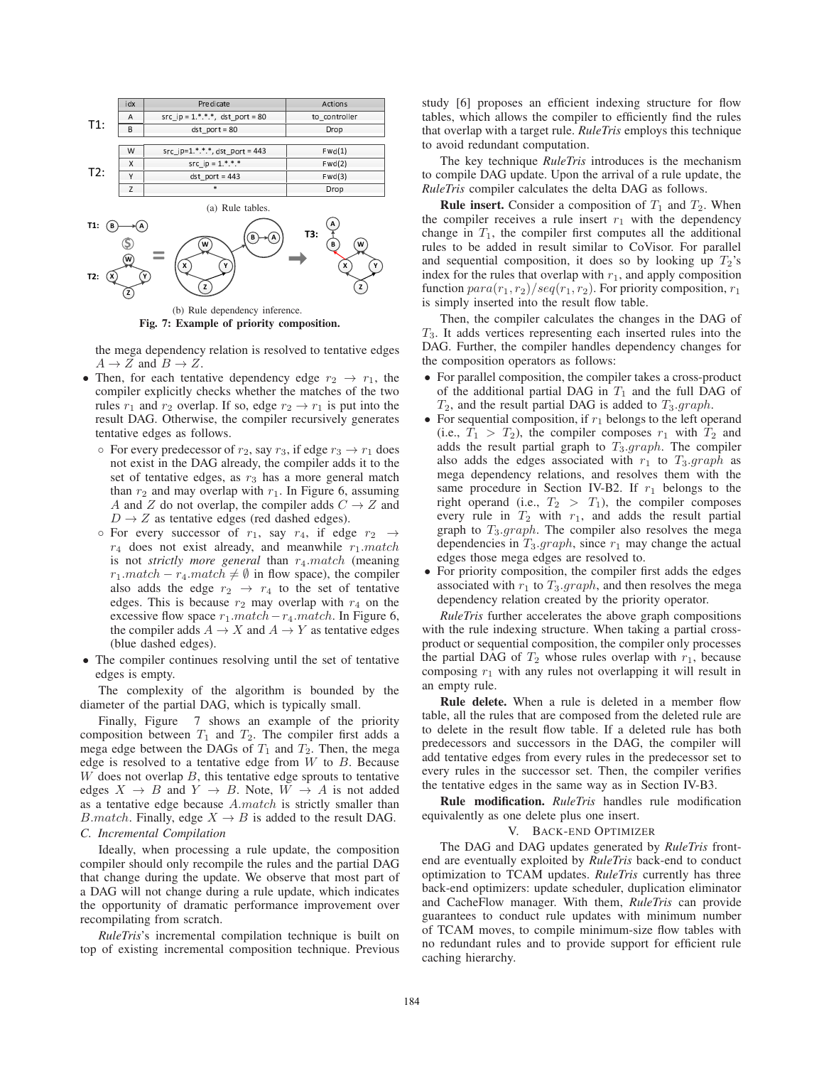| idx | Predicate | Actions |
|---|---|---|
| A | src_ip = 1.\*.\*.\*, dst_port = 80 | to_controller |
| B | dst_port = 80 | Drop |

T1:

| idx | Predicate | Actions |
|---|---|---|
| W | src_ip=1.\*.\*.\*, dst_port = 443 | Fwd(1) |
| X | src_ip = 1.\*.\*.\* | Fwd(2) |
| Y | dst_port = 443 | Fwd(3) |
| Z | \* | Drop |

T2:

(a) Rule tables.

(b) Rule dependency inference.

**Fig. 7: Example of priority composition.**

the mega dependency relation is resolved to tentative edges $A \rightarrow Z$ and $B \rightarrow Z$.

- Then, for each tentative dependency edge $r_2 \rightarrow r_1$, the compiler explicitly checks whether the matches of the two rules $r_1$ and $r_2$ overlap. If so, edge $r_2 \rightarrow r_1$ is put into the result DAG. Otherwise, the compiler recursively generates tentative edges as follows.
  - For every predecessor of $r_2$, say $r_3$, if edge $r_3 \rightarrow r_1$ does not exist in the DAG already, the compiler adds it to the set of tentative edges, as $r_3$ has a more general match than $r_2$ and may overlap with $r_1$. In Figure 6, assuming $A$ and $Z$ do not overlap, the compiler adds $C \rightarrow Z$ and $D \rightarrow Z$ as tentative edges (red dashed edges).
  - For every successor of $r_1$, say $r_4$, if edge $r_2 \rightarrow r_4$ does not exist already, and meanwhile $r_1.match$ is not *strictly more general* than $r_4.match$ (meaning $r_1.match - r_4.match \neq \emptyset$ in flow space), the compiler also adds the edge $r_2 \rightarrow r_4$ to the set of tentative edges. This is because $r_2$ may overlap with $r_4$ on the excessive flow space $r_1.match - r_4.match$. In Figure 6, the compiler adds $A \rightarrow X$ and $A \rightarrow Y$ as tentative edges (blue dashed edges).
- The compiler continues resolving until the set of tentative edges is empty.

The complexity of the algorithm is bounded by the diameter of the partial DAG, which is typically small.

Finally, Figure 7 shows an example of the priority composition between $T_1$ and $T_2$. The compiler first adds a mega edge between the DAGs of $T_1$ and $T_2$. Then, the mega edge is resolved to a tentative edge from $W$ to $B$. Because $W$ does not overlap $B$, this tentative edge sprouts to tentative edges $X \rightarrow B$ and $Y \rightarrow B$. Note, $W \rightarrow A$ is not added as a tentative edge because $A.match$ is strictly smaller than $B.match$. Finally, edge $X \rightarrow B$ is added to the result DAG.

### C. Incremental Compilation

Ideally, when processing a rule update, the composition compiler should only recompile the rules and the partial DAG that change during the update. We observe that most part of a DAG will not change during a rule update, which indicates the opportunity of dramatic performance improvement over recompilating from scratch.

*RuleTris*'s incremental compilation technique is built on top of existing incremental composition technique. Previous study [6] proposes an efficient indexing structure for flow tables, which allows the compiler to efficiently find the rules that overlap with a target rule. *RuleTris* employs this technique to avoid redundant computation.

The key technique *RuleTris* introduces is the mechanism to compile DAG update. Upon the arrival of a rule update, the *RuleTris* compiler calculates the delta DAG as follows.

**Rule insert.** Consider a composition of $T_1$ and $T_2$. When the compiler receives a rule insert $r_1$ with the dependency change in $T_1$, the compiler first computes all the additional rules to be added in result similar to CoVisor. For parallel and sequential composition, it does so by looking up $T_2$'s index for the rules that overlap with $r_1$, and apply composition function $para(r_1, r_2)/seq(r_1, r_2)$. For priority composition, $r_1$ is simply inserted into the result flow table.

Then, the compiler calculates the changes in the DAG of $T_3$. It adds vertices representing each inserted rules into the DAG. Further, the compiler handles dependency changes for the composition operators as follows:

- For parallel composition, the compiler takes a cross-product of the additional partial DAG in $T_1$ and the full DAG of $T_2$, and the result partial DAG is added to $T_3.graph$.
- For sequential composition, if $r_1$ belongs to the left operand (i.e., $T_1 > T_2$), the compiler composes $r_1$ with $T_2$ and adds the result partial graph to $T_3.graph$. The compiler also adds the edges associated with $r_1$ to $T_3.graph$ as mega dependency relations, and resolves them with the same procedure in Section IV-B2. If $r_1$ belongs to the right operand (i.e., $T_2 > T_1$), the compiler composes every rule in $T_2$ with $r_1$, and adds the result partial graph to $T_3.graph$. The compiler also resolves the mega dependencies in $T_3.graph$, since $r_1$ may change the actual edges those mega edges are resolved to.
- For priority composition, the compiler first adds the edges associated with $r_1$ to $T_3.graph$, and then resolves the mega dependency relation created by the priority operator.

*RuleTris* further accelerates the above graph compositions with the rule indexing structure. When taking a partial cross-product or sequential composition, the compiler only processes the partial DAG of $T_2$ whose rules overlap with $r_1$, because composing $r_1$ with any rules not overlapping it will result in an empty rule.

**Rule delete.** When a rule is deleted in a member flow table, all the rules that are composed from the deleted rule are to delete in the result flow table. If a deleted rule has both predecessors and successors in the DAG, the compiler will add tentative edges from every rules in the predecessor set to every rules in the successor set. Then, the compiler verifies the tentative edges in the same way as in Section IV-B3.

**Rule modification.** *RuleTris* handles rule modification equivalently as one delete plus one insert.

## V. Back-end Optimizer

The DAG and DAG updates generated by *RuleTris* front-end are eventually exploited by *RuleTris* back-end to conduct optimization to TCAM updates. *RuleTris* currently has three back-end optimizers: update scheduler, duplication eliminator and CacheFlow manager. With them, *RuleTris* can provide guarantees to conduct rule updates with minimum number of TCAM moves, to compile minimum-size flow tables with no redundant rules and to provide support for efficient rule caching hierarchy.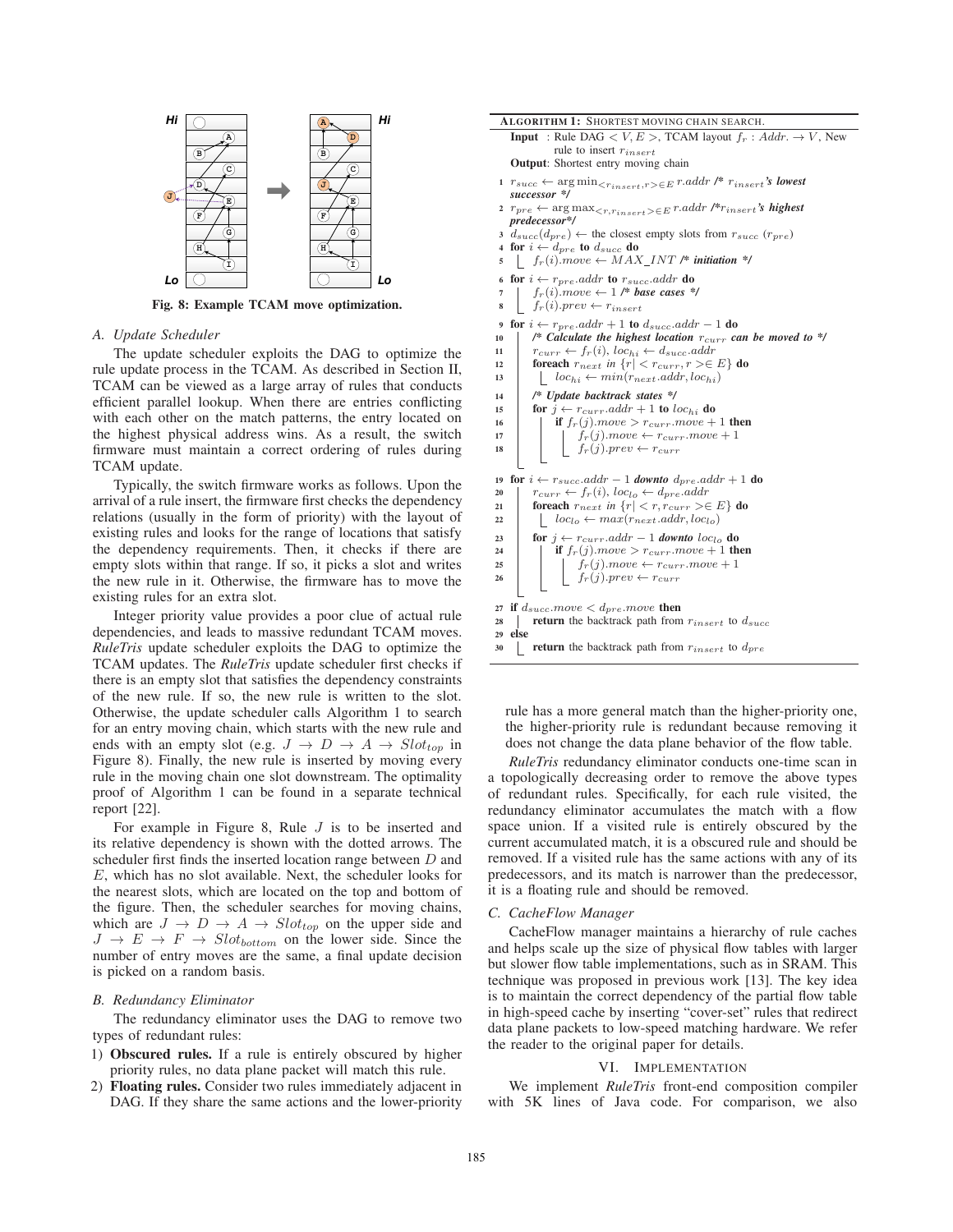Fig. 8: Example TCAM move optimization.

### A. Update Scheduler

The update scheduler exploits the DAG to optimize the rule update process in the TCAM. As described in Section II, TCAM can be viewed as a large array of rules that conducts efficient parallel lookup. When there are entries conflicting with each other on the match patterns, the entry located on the highest physical address wins. As a result, the switch firmware must maintain a correct ordering of rules during TCAM update.

Typically, the switch firmware works as follows. Upon the arrival of a rule insert, the firmware first checks the dependency relations (usually in the form of priority) with the layout of existing rules and looks for the range of locations that satisfy the dependency requirements. Then, it checks if there are empty slots within that range. If so, it picks a slot and writes the new rule in it. Otherwise, the firmware has to move the existing rules for an extra slot.

Integer priority value provides a poor clue of actual rule dependencies, and leads to massive redundant TCAM moves. *RuleTris* update scheduler exploits the DAG to optimize the TCAM updates. The *RuleTris* update scheduler first checks if there is an empty slot that satisfies the dependency constraints of the new rule. If so, the new rule is written to the slot. Otherwise, the update scheduler calls Algorithm 1 to search for an entry moving chain, which starts with the new rule and ends with an empty slot (e.g. $J \rightarrow D \rightarrow A \rightarrow Slot_{top}$ in Figure 8). Finally, the new rule is inserted by moving every rule in the moving chain one slot downstream. The optimality proof of Algorithm 1 can be found in a separate technical report [22].

For example in Figure 8, Rule $J$ is to be inserted and its relative dependency is shown with the dotted arrows. The scheduler first finds the inserted location range between $D$ and $E$, which has no slot available. Next, the scheduler looks for the nearest slots, which are located on the top and bottom of the figure. Then, the scheduler searches for moving chains, which are $J \rightarrow D \rightarrow A \rightarrow Slot_{top}$ on the upper side and $J \rightarrow E \rightarrow F \rightarrow Slot_{bottom}$ on the lower side. Since the number of entry moves are the same, a final update decision is picked on a random basis.

**ALGORITHM 1:** SHORTEST MOVING CHAIN SEARCH.

**Input** : Rule DAG $< V, E >$, TCAM layout $f_r : Addr. \rightarrow V$, New rule to insert $r_{insert}$

**Output**: Shortest entry moving chain

```
1  r_succ ← argmin_{<r_insert, r> ∈ E} r.addr  /* r_insert's lowest successor */
2  r_pre ← argmax_{<r, r_insert> ∈ E} r.addr  /* r_insert's highest predecessor */
3  d_succ(d_pre) ← the closest empty slots from r_succ (r_pre)
4  for i ← d_pre to d_succ do
5      f_r(i).move ← MAX_INT  /* initiation */
6  for i ← r_pre.addr to r_succ.addr do
7      f_r(i).move ← 1  /* base cases */
8      f_r(i).prev ← r_insert
9  for i ← r_pre.addr + 1 to d_succ.addr − 1 do
10     /* Calculate the highest location r_curr can be moved to */
11     r_curr ← f_r(i), loc_hi ← d_succ.addr
12     foreach r_next in {r | < r_curr, r >∈ E} do
13         loc_hi ← min(r_next.addr, loc_hi)
14     /* Update backtrack states */
15     for j ← r_curr.addr + 1 to loc_hi do
16         if f_r(j).move > r_curr.move + 1 then
17             f_r(j).move ← r_curr.move + 1
18             f_r(j).prev ← r_curr
19 for i ← r_succ.addr − 1 downto d_pre.addr + 1 do
20     r_curr ← f_r(i), loc_lo ← d_pre.addr
21     foreach r_next in {r | < r, r_curr >∈ E} do
22         loc_lo ← max(r_next.addr, loc_lo)
23     for j ← r_curr.addr − 1 downto loc_lo do
24         if f_r(j).move > r_curr.move + 1 then
25             f_r(j).move ← r_curr.move + 1
26             f_r(j).prev ← r_curr
27 if d_succ.move < d_pre.move then
28     return the backtrack path from r_insert to d_succ
29 else
30     return the backtrack path from r_insert to d_pre
```

### B. Redundancy Eliminator

The redundancy eliminator uses the DAG to remove two types of redundant rules:

1) **Obscured rules.** If a rule is entirely obscured by higher priority rules, no data plane packet will match this rule.
2) **Floating rules.** Consider two rules immediately adjacent in DAG. If they share the same actions and the lower-priority rule has a more general match than the higher-priority one, the higher-priority rule is redundant because removing it does not change the data plane behavior of the flow table.

*RuleTris* redundancy eliminator conducts one-time scan in a topologically decreasing order to remove the above types of redundant rules. Specifically, for each rule visited, the redundancy eliminator accumulates the match with a flow space union. If a visited rule is entirely obscured by the current accumulated match, it is a obscured rule and should be removed. If a visited rule has the same actions with any of its predecessors, and its match is narrower than the predecessor, it is a floating rule and should be removed.

### C. CacheFlow Manager

CacheFlow manager maintains a hierarchy of rule caches and helps scale up the size of physical flow tables with larger but slower flow table implementations, such as in SRAM. This technique was proposed in previous work [13]. The key idea is to maintain the correct dependency of the partial flow table in high-speed cache by inserting "cover-set" rules that redirect data plane packets to low-speed matching hardware. We refer the reader to the original paper for details.

## VI. Implementation

We implement *RuleTris* front-end composition compiler with 5K lines of Java code. For comparison, we also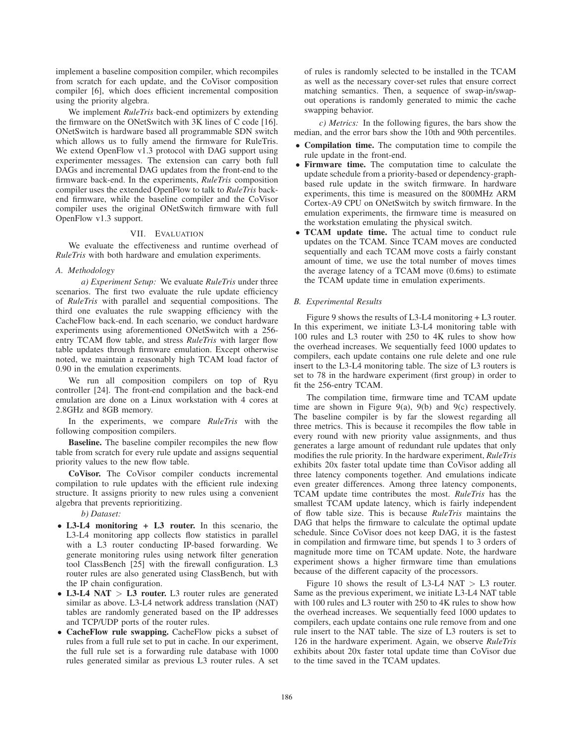implement a baseline composition compiler, which recompiles from scratch for each update, and the CoVisor composition compiler [6], which does efficient incremental composition using the priority algebra.

We implement *RuleTris* back-end optimizers by extending the firmware on the ONetSwitch with 3K lines of C code [16]. ONetSwitch is hardware based all programmable SDN switch which allows us to fully amend the firmware for RuleTris. We extend OpenFlow v1.3 protocol with DAG support using experimenter messages. The extension can carry both full DAGs and incremental DAG updates from the front-end to the firmware back-end. In the experiments, *RuleTris* composition compiler uses the extended OpenFlow to talk to *RuleTris* back-end firmware, while the baseline compiler and the CoVisor compiler uses the original ONetSwitch firmware with full OpenFlow v1.3 support.

## VII. Evaluation

We evaluate the effectiveness and runtime overhead of *RuleTris* with both hardware and emulation experiments.

### A. Methodology

*a) Experiment Setup:* We evaluate *RuleTris* under three scenarios. The first two evaluate the rule update efficiency of *RuleTris* with parallel and sequential compositions. The third one evaluates the rule swapping efficiency with the CacheFlow back-end. In each scenario, we conduct hardware experiments using aforementioned ONetSwitch with a 256-entry TCAM flow table, and stress *RuleTris* with larger flow table updates through firmware emulation. Except otherwise noted, we maintain a reasonably high TCAM load factor of 0.90 in the emulation experiments.

We run all composition compilers on top of Ryu controller [24]. The front-end compilation and the back-end emulation are done on a Linux workstation with 4 cores at 2.8GHz and 8GB memory.

In the experiments, we compare *RuleTris* with the following composition compilers.

**Baseline.** The baseline compiler recompiles the new flow table from scratch for every rule update and assigns sequential priority values to the new flow table.

**CoVisor.** The CoVisor compiler conducts incremental compilation to rule updates with the efficient rule indexing structure. It assigns priority to new rules using a convenient algebra that prevents reprioritizing.

*b) Dataset:*

- **L3-L4 monitoring + L3 router.** In this scenario, the L3-L4 monitoring app collects flow statistics in parallel with a L3 router conducting IP-based forwarding. We generate monitoring rules using network filter generation tool ClassBench [25] with the firewall configuration. L3 router rules are also generated using ClassBench, but with the IP chain configuration.
- **L3-L4 NAT > L3 router.** L3 router rules are generated similar as above. L3-L4 network address translation (NAT) tables are randomly generated based on the IP addresses and TCP/UDP ports of the router rules.
- **CacheFlow rule swapping.** CacheFlow picks a subset of rules from a full rule set to put in cache. In our experiment, the full rule set is a forwarding rule database with 1000 rules generated similar as previous L3 router rules. A set of rules is randomly selected to be installed in the TCAM as well as the necessary cover-set rules that ensure correct matching semantics. Then, a sequence of swap-in/swap-out operations is randomly generated to mimic the cache swapping behavior.

*c) Metrics:* In the following figures, the bars show the median, and the error bars show the 10th and 90th percentiles.

- **Compilation time.** The computation time to compile the rule update in the front-end.
- **Firmware time.** The computation time to calculate the update schedule from a priority-based or dependency-graph-based rule update in the switch firmware. In hardware experiments, this time is measured on the 800MHz ARM Cortex-A9 CPU on ONetSwitch by switch firmware. In the emulation experiments, the firmware time is measured on the workstation emulating the physical switch.
- **TCAM update time.** The actual time to conduct rule updates on the TCAM. Since TCAM moves are conducted sequentially and each TCAM move costs a fairly constant amount of time, we use the total number of moves times the average latency of a TCAM move (0.6ms) to estimate the TCAM update time in emulation experiments.

### B. Experimental Results

Figure 9 shows the results of L3-L4 monitoring + L3 router. In this experiment, we initiate L3-L4 monitoring table with 100 rules and L3 router with 250 to 4K rules to show how the overhead increases. We sequentially feed 1000 updates to compilers, each update contains one rule delete and one rule insert to the L3-L4 monitoring table. The size of L3 routers is set to 78 in the hardware experiment (first group) in order to fit the 256-entry TCAM.

The compilation time, firmware time and TCAM update time are shown in Figure 9(a), 9(b) and 9(c) respectively. The baseline compiler is by far the slowest regarding all three metrics. This is because it recompiles the flow table in every round with new priority value assignments, and thus generates a large amount of redundant rule updates that only modifies the rule priority. In the hardware experiment, *RuleTris* exhibits 20x faster total update time than CoVisor adding all three latency components together. And emulations indicate even greater differences. Among three latency components, TCAM update time contributes the most. *RuleTris* has the smallest TCAM update latency, which is fairly independent of flow table size. This is because *RuleTris* maintains the DAG that helps the firmware to calculate the optimal update schedule. Since CoVisor does not keep DAG, it is the fastest in compilation and firmware time, but spends 1 to 3 orders of magnitude more time on TCAM update. Note, the hardware experiment shows a higher firmware time than emulations because of the different capacity of the processors.

Figure 10 shows the result of L3-L4 NAT > L3 router. Same as the previous experiment, we initiate L3-L4 NAT table with 100 rules and L3 router with 250 to 4K rules to show how the overhead increases. We sequentially feed 1000 updates to compilers, each update contains one rule remove from and one rule insert to the NAT table. The size of L3 routers is set to 126 in the hardware experiment. Again, we observe *RuleTris* exhibits about 20x faster total update time than CoVisor due to the time saved in the TCAM updates.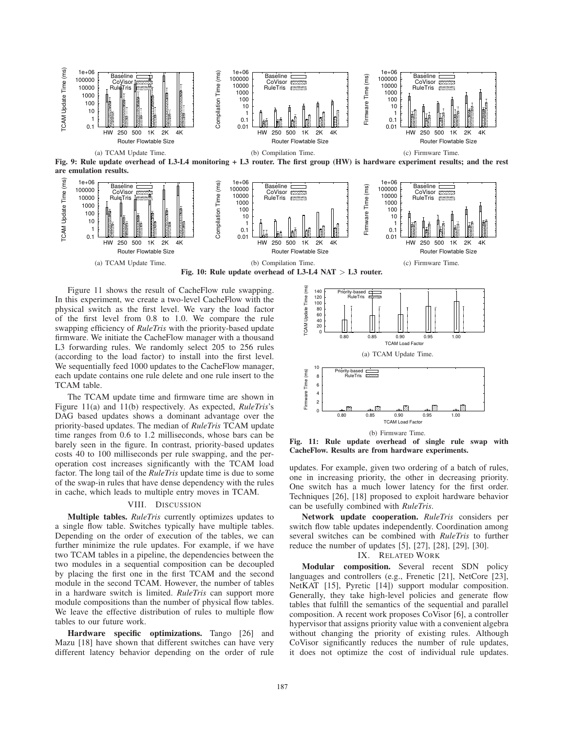(a) TCAM Update Time.

(b) Compilation Time.

(c) Firmware Time.

**Fig. 9: Rule update overhead of L3-L4 monitoring + L3 router. The first group (HW) is hardware experiment results; and the rest are emulation results.**

(a) TCAM Update Time.

(b) Compilation Time.

(c) Firmware Time.

**Fig. 10: Rule update overhead of L3-L4 NAT > L3 router.**

Figure 11 shows the result of CacheFlow rule swapping. In this experiment, we create a two-level CacheFlow with the physical switch as the first level. We vary the load factor of the first level from 0.8 to 1.0. We compare the rule swapping efficiency of *RuleTris* with the priority-based update firmware. We initiate the CacheFlow manager with a thousand L3 forwarding rules. We randomly select 205 to 256 rules (according to the load factor) to install into the first level. We sequentially feed 1000 updates to the CacheFlow manager, each update contains one rule delete and one rule insert to the TCAM table.

The TCAM update time and firmware time are shown in Figure 11(a) and 11(b) respectively. As expected, *RuleTris*'s DAG based updates shows a dominant advantage over the priority-based updates. The median of *RuleTris* TCAM update time ranges from 0.6 to 1.2 milliseconds, whose bars can be barely seen in the figure. In contrast, priority-based updates costs 40 to 100 milliseconds per rule swapping, and the per-operation cost increases significantly with the TCAM load factor. The long tail of the *RuleTris* update time is due to some of the swap-in rules that have dense dependency with the rules in cache, which leads to multiple entry moves in TCAM.

(a) TCAM Update Time.

(b) Firmware Time.

**Fig. 11: Rule update overhead of single rule swap with CacheFlow. Results are from hardware experiments.**

## VIII. Discussion

**Multiple tables.** *RuleTris* currently optimizes updates to a single flow table. Switches typically have multiple tables. Depending on the order of execution of the tables, we can further minimize the rule updates. For example, if we have two TCAM tables in a pipeline, the dependencies between the two modules in a sequential composition can be decoupled by placing the first one in the first TCAM and the second module in the second TCAM. However, the number of tables in a hardware switch is limited. *RuleTris* can support more module compositions than the number of physical flow tables. We leave the effective distribution of rules to multiple flow tables to our future work.

**Hardware specific optimizations.** Tango [26] and Mazu [18] have shown that different switches can have very different latency behavior depending on the order of rule updates. For example, given two ordering of a batch of rules, one in increasing priority, the other in decreasing priority. One switch has a much lower latency for the first order. Techniques [26], [18] proposed to exploit hardware behavior can be usefully combined with *RuleTris*.

**Network update cooperation.** *RuleTris* considers per switch flow table updates independently. Coordination among several switches can be combined with *RuleTris* to further reduce the number of updates [5], [27], [28], [29], [30].

## IX. Related Work

**Modular composition.** Several recent SDN policy languages and controllers (e.g., Frenetic [21], NetCore [23], NetKAT [15], Pyretic [14]) support modular composition. Generally, they take high-level policies and generate flow tables that fulfill the semantics of the sequential and parallel composition. A recent work proposes CoVisor [6], a controller hypervisor that assigns priority value with a convenient algebra without changing the priority of existing rules. Although CoVisor significantly reduces the number of rule updates, it does not optimize the cost of individual rule updates.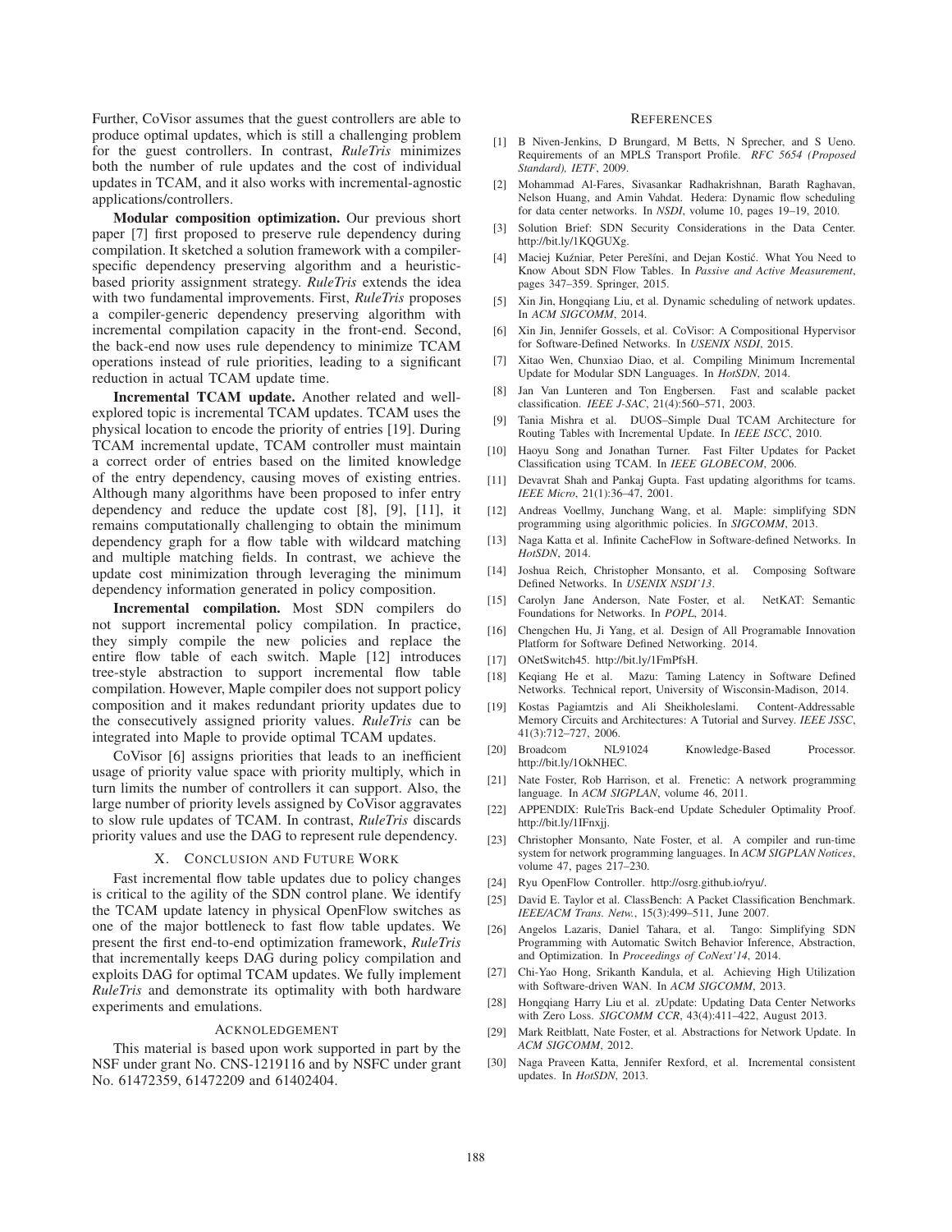Further, CoVisor assumes that the guest controllers are able to produce optimal updates, which is still a challenging problem for the guest controllers. In contrast, *RuleTris* minimizes both the number of rule updates and the cost of individual updates in TCAM, and it also works with incremental-agnostic applications/controllers.

**Modular composition optimization.** Our previous short paper [7] first proposed to preserve rule dependency during compilation. It sketched a solution framework with a compiler-specific dependency preserving algorithm and a heuristic-based priority assignment strategy. *RuleTris* extends the idea with two fundamental improvements. First, *RuleTris* proposes a compiler-generic dependency preserving algorithm with incremental compilation capacity in the front-end. Second, the back-end now uses rule dependency to minimize TCAM operations instead of rule priorities, leading to a significant reduction in actual TCAM update time.

**Incremental TCAM update.** Another related and well-explored topic is incremental TCAM updates. TCAM uses the physical location to encode the priority of entries [19]. During TCAM incremental update, TCAM controller must maintain a correct order of entries based on the limited knowledge of the entry dependency, causing moves of existing entries. Although many algorithms have been proposed to infer entry dependency and reduce the update cost [8], [9], [11], it remains computationally challenging to obtain the minimum dependency graph for a flow table with wildcard matching and multiple matching fields. In contrast, we achieve the update cost minimization through leveraging the minimum dependency information generated in policy composition.

**Incremental compilation.** Most SDN compilers do not support incremental policy compilation. In practice, they simply compile the new policies and replace the entire flow table of each switch. Maple [12] introduces tree-style abstraction to support incremental flow table compilation. However, Maple compiler does not support policy composition and it makes redundant priority updates due to the consecutively assigned priority values. *RuleTris* can be integrated into Maple to provide optimal TCAM updates.

CoVisor [6] assigns priorities that leads to an inefficient usage of priority value space with priority multiply, which in turn limits the number of controllers it can support. Also, the large number of priority levels assigned by CoVisor aggravates to slow rule updates of TCAM. In contrast, *RuleTris* discards priority values and use the DAG to represent rule dependency.

## X. Conclusion and Future Work

Fast incremental flow table updates due to policy changes is critical to the agility of the SDN control plane. We identify the TCAM update latency in physical OpenFlow switches as one of the major bottleneck to fast flow table updates. We present the first end-to-end optimization framework, *RuleTris* that incrementally keeps DAG during policy compilation and exploits DAG for optimal TCAM updates. We fully implement *RuleTris* and demonstrate its optimality with both hardware experiments and emulations.

## Acknoledgement

This material is based upon work supported in part by the NSF under grant No. CNS-1219116 and by NSFC under grant No. 61472359, 61472209 and 61402404.

## References

[1] B Niven-Jenkins, D Brungard, M Betts, N Sprecher, and S Ueno. Requirements of an MPLS Transport Profile. *RFC 5654 (Proposed Standard), IETF*, 2009.

[2] Mohammad Al-Fares, Sivasankar Radhakrishnan, Barath Raghavan, Nelson Huang, and Amin Vahdat. Hedera: Dynamic flow scheduling for data center networks. In *NSDI*, volume 10, pages 19–19, 2010.

[3] Solution Brief: SDN Security Considerations in the Data Center. http://bit.ly/1KQGUXg.

[4] Maciej Kuźniar, Peter Perešíni, and Dejan Kostić. What You Need to Know About SDN Flow Tables. In *Passive and Active Measurement*, pages 347–359. Springer, 2015.

[5] Xin Jin, Hongqiang Liu, et al. Dynamic scheduling of network updates. In *ACM SIGCOMM*, 2014.

[6] Xin Jin, Jennifer Gossels, et al. CoVisor: A Compositional Hypervisor for Software-Defined Networks. In *USENIX NSDI*, 2015.

[7] Xitao Wen, Chunxiao Diao, et al. Compiling Minimum Incremental Update for Modular SDN Languages. In *HotSDN*, 2014.

[8] Jan Van Lunteren and Ton Engbersen. Fast and scalable packet classification. *IEEE J-SAC*, 21(4):560–571, 2003.

[9] Tania Mishra et al. DUOS–Simple Dual TCAM Architecture for Routing Tables with Incremental Update. In *IEEE ISCC*, 2010.

[10] Haoyu Song and Jonathan Turner. Fast Filter Updates for Packet Classification using TCAM. In *IEEE GLOBECOM*, 2006.

[11] Devavrat Shah and Pankaj Gupta. Fast updating algorithms for tcams. *IEEE Micro*, 21(1):36–47, 2001.

[12] Andreas Voellmy, Junchang Wang, et al. Maple: simplifying SDN programming using algorithmic policies. In *SIGCOMM*, 2013.

[13] Naga Katta et al. Infinite CacheFlow in Software-defined Networks. In *HotSDN*, 2014.

[14] Joshua Reich, Christopher Monsanto, et al. Composing Software Defined Networks. In *USENIX NSDI'13*.

[15] Carolyn Jane Anderson, Nate Foster, et al. NetKAT: Semantic Foundations for Networks. In *POPL*, 2014.

[16] Chengchen Hu, Ji Yang, et al. Design of All Programable Innovation Platform for Software Defined Networking. 2014.

[17] ONetSwitch45. http://bit.ly/1FmPfsH.

[18] Keqiang He et al. Mazu: Taming Latency in Software Defined Networks. Technical report, University of Wisconsin-Madison, 2014.

[19] Kostas Pagiamtzis and Ali Sheikholeslami. Content-Addressable Memory Circuits and Architectures: A Tutorial and Survey. *IEEE JSSC*, 41(3):712–727, 2006.

[20] Broadcom NL91024 Knowledge-Based Processor. http://bit.ly/1OkNHEC.

[21] Nate Foster, Rob Harrison, et al. Frenetic: A network programming language. In *ACM SIGPLAN*, volume 46, 2011.

[22] APPENDIX: RuleTris Back-end Update Scheduler Optimality Proof. http://bit.ly/1IFnxjj.

[23] Christopher Monsanto, Nate Foster, et al. A compiler and run-time system for network programming languages. In *ACM SIGPLAN Notices*, volume 47, pages 217–230.

[24] Ryu OpenFlow Controller. http://osrg.github.io/ryu/.

[25] David E. Taylor et al. ClassBench: A Packet Classification Benchmark. *IEEE/ACM Trans. Netw.*, 15(3):499–511, June 2007.

[26] Angelos Lazaris, Daniel Tahara, et al. Tango: Simplifying SDN Programming with Automatic Switch Behavior Inference, Abstraction, and Optimization. In *Proceedings of CoNext'14*, 2014.

[27] Chi-Yao Hong, Srikanth Kandula, et al. Achieving High Utilization with Software-driven WAN. In *ACM SIGCOMM*, 2013.

[28] Hongqiang Harry Liu et al. zUpdate: Updating Data Center Networks with Zero Loss. *SIGCOMM CCR*, 43(4):411–422, August 2013.

[29] Mark Reitblatt, Nate Foster, et al. Abstractions for Network Update. In *ACM SIGCOMM*, 2012.

[30] Naga Praveen Katta, Jennifer Rexford, et al. Incremental consistent updates. In *HotSDN*, 2013.